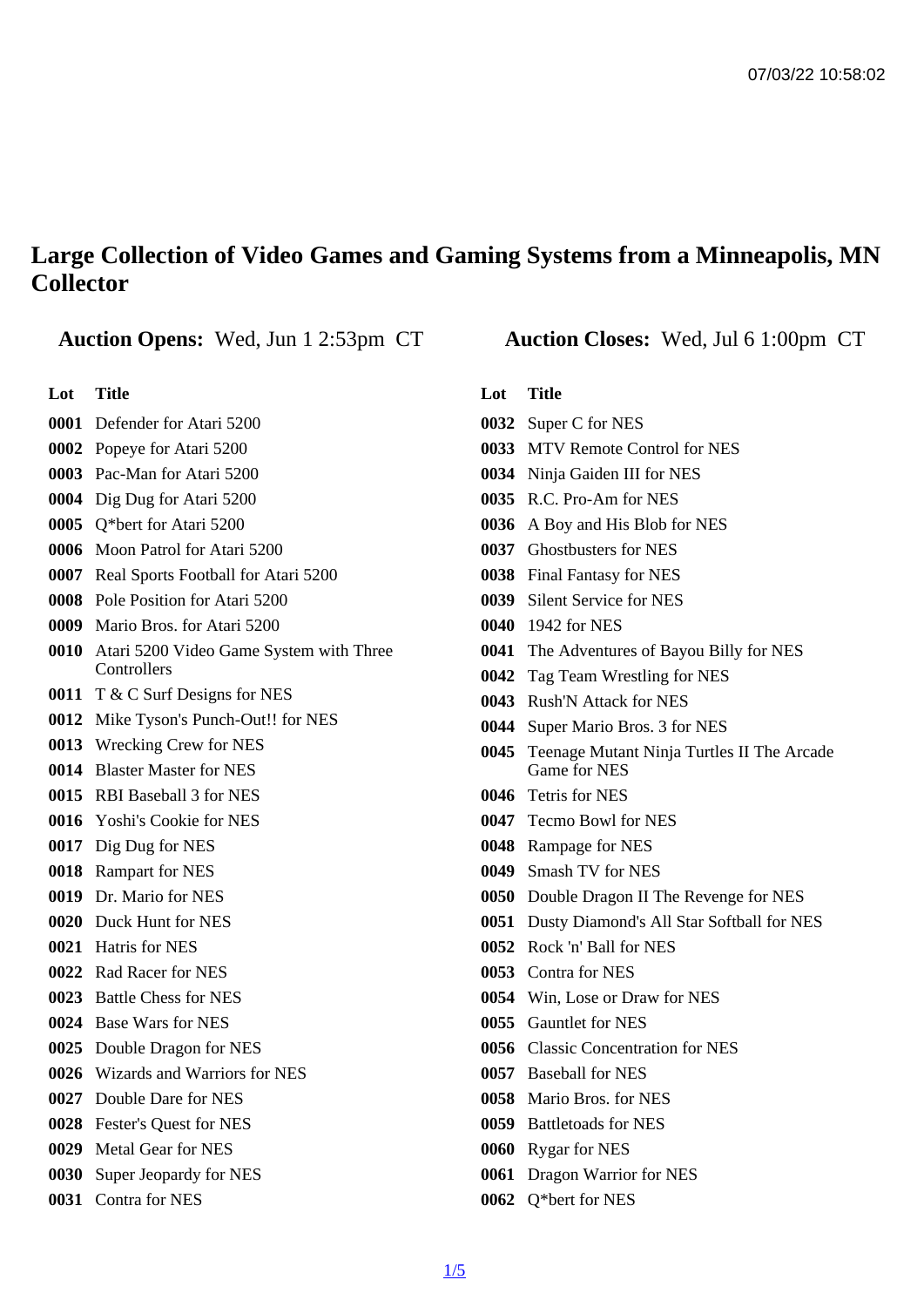# Large Collection of Video Games and Gaming Systems from a Minneapolis, MN Collector

**Auction Opens:** Wed, Jun 1 2:53pm CT **Auction Closes:** Wed, Jul 6 1:00pm CT

| Lot | Title |
|---|---|
| 0001 | Defender for Atari 5200 |
| 0002 | Popeye for Atari 5200 |
| 0003 | Pac-Man for Atari 5200 |
| 0004 | Dig Dug for Atari 5200 |
| 0005 | Q*bert for Atari 5200 |
| 0006 | Moon Patrol for Atari 5200 |
| 0007 | Real Sports Football for Atari 5200 |
| 0008 | Pole Position for Atari 5200 |
| 0009 | Mario Bros. for Atari 5200 |
| 0010 | Atari 5200 Video Game System with Three Controllers |
| 0011 | T & C Surf Designs for NES |
| 0012 | Mike Tyson's Punch-Out!! for NES |
| 0013 | Wrecking Crew for NES |
| 0014 | Blaster Master for NES |
| 0015 | RBI Baseball 3 for NES |
| 0016 | Yoshi's Cookie for NES |
| 0017 | Dig Dug for NES |
| 0018 | Rampart for NES |
| 0019 | Dr. Mario for NES |
| 0020 | Duck Hunt for NES |
| 0021 | Hatris for NES |
| 0022 | Rad Racer for NES |
| 0023 | Battle Chess for NES |
| 0024 | Base Wars for NES |
| 0025 | Double Dragon for NES |
| 0026 | Wizards and Warriors for NES |
| 0027 | Double Dare for NES |
| 0028 | Fester's Quest for NES |
| 0029 | Metal Gear for NES |
| 0030 | Super Jeopardy for NES |
| 0031 | Contra for NES |
| 0032 | Super C for NES |
| 0033 | MTV Remote Control for NES |
| 0034 | Ninja Gaiden III for NES |
| 0035 | R.C. Pro-Am for NES |
| 0036 | A Boy and His Blob for NES |
| 0037 | Ghostbusters for NES |
| 0038 | Final Fantasy for NES |
| 0039 | Silent Service for NES |
| 0040 | 1942 for NES |
| 0041 | The Adventures of Bayou Billy for NES |
| 0042 | Tag Team Wrestling for NES |
| 0043 | Rush'N Attack for NES |
| 0044 | Super Mario Bros. 3 for NES |
| 0045 | Teenage Mutant Ninja Turtles II The Arcade Game for NES |
| 0046 | Tetris for NES |
| 0047 | Tecmo Bowl for NES |
| 0048 | Rampage for NES |
| 0049 | Smash TV for NES |
| 0050 | Double Dragon II The Revenge for NES |
| 0051 | Dusty Diamond's All Star Softball for NES |
| 0052 | Rock 'n' Ball for NES |
| 0053 | Contra for NES |
| 0054 | Win, Lose or Draw for NES |
| 0055 | Gauntlet for NES |
| 0056 | Classic Concentration for NES |
| 0057 | Baseball for NES |
| 0058 | Mario Bros. for NES |
| 0059 | Battletoads for NES |
| 0060 | Rygar for NES |
| 0061 | Dragon Warrior for NES |
| 0062 | Q*bert for NES |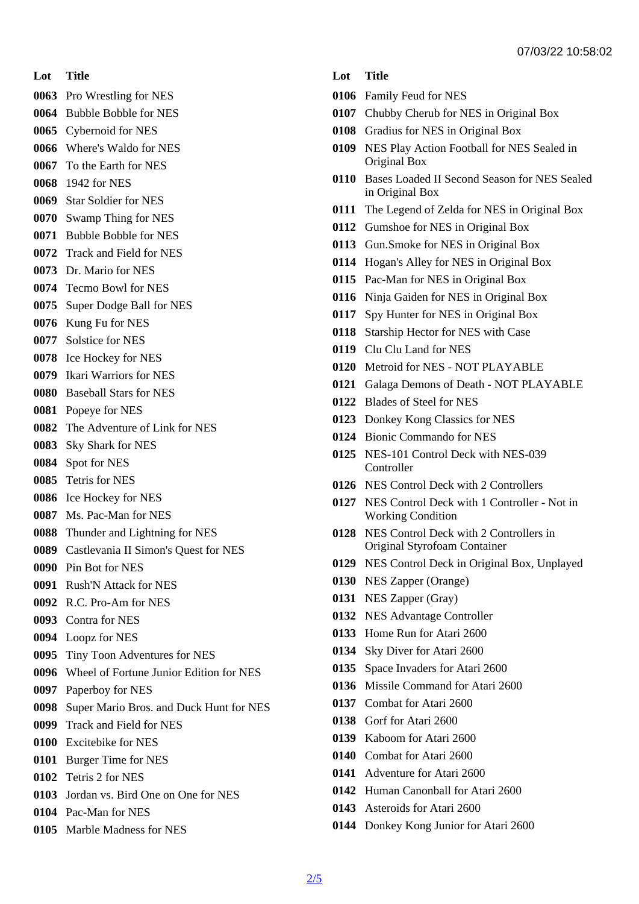| Lot | Title |
|---|---|
| 0063 | Pro Wrestling for NES |
| 0064 | Bubble Bobble for NES |
| 0065 | Cybernoid for NES |
| 0066 | Where's Waldo for NES |
| 0067 | To the Earth for NES |
| 0068 | 1942 for NES |
| 0069 | Star Soldier for NES |
| 0070 | Swamp Thing for NES |
| 0071 | Bubble Bobble for NES |
| 0072 | Track and Field for NES |
| 0073 | Dr. Mario for NES |
| 0074 | Tecmo Bowl for NES |
| 0075 | Super Dodge Ball for NES |
| 0076 | Kung Fu for NES |
| 0077 | Solstice for NES |
| 0078 | Ice Hockey for NES |
| 0079 | Ikari Warriors for NES |
| 0080 | Baseball Stars for NES |
| 0081 | Popeye for NES |
| 0082 | The Adventure of Link for NES |
| 0083 | Sky Shark for NES |
| 0084 | Spot for NES |
| 0085 | Tetris for NES |
| 0086 | Ice Hockey for NES |
| 0087 | Ms. Pac-Man for NES |
| 0088 | Thunder and Lightning for NES |
| 0089 | Castlevania II Simon's Quest for NES |
| 0090 | Pin Bot for NES |
| 0091 | Rush'N Attack for NES |
| 0092 | R.C. Pro-Am for NES |
| 0093 | Contra for NES |
| 0094 | Loopz for NES |
| 0095 | Tiny Toon Adventures for NES |
| 0096 | Wheel of Fortune Junior Edition for NES |
| 0097 | Paperboy for NES |
| 0098 | Super Mario Bros. and Duck Hunt for NES |
| 0099 | Track and Field for NES |
| 0100 | Excitebike for NES |
| 0101 | Burger Time for NES |
| 0102 | Tetris 2 for NES |
| 0103 | Jordan vs. Bird One on One for NES |
| 0104 | Pac-Man for NES |
| 0105 | Marble Madness for NES |
| 0106 | Family Feud for NES |
| 0107 | Chubby Cherub for NES in Original Box |
| 0108 | Gradius for NES in Original Box |
| 0109 | NES Play Action Football for NES Sealed in Original Box |
| 0110 | Bases Loaded II Second Season for NES Sealed in Original Box |
| 0111 | The Legend of Zelda for NES in Original Box |
| 0112 | Gumshoe for NES in Original Box |
| 0113 | Gun.Smoke for NES in Original Box |
| 0114 | Hogan's Alley for NES in Original Box |
| 0115 | Pac-Man for NES in Original Box |
| 0116 | Ninja Gaiden for NES in Original Box |
| 0117 | Spy Hunter for NES in Original Box |
| 0118 | Starship Hector for NES with Case |
| 0119 | Clu Clu Land for NES |
| 0120 | Metroid for NES - NOT PLAYABLE |
| 0121 | Galaga Demons of Death - NOT PLAYABLE |
| 0122 | Blades of Steel for NES |
| 0123 | Donkey Kong Classics for NES |
| 0124 | Bionic Commando for NES |
| 0125 | NES-101 Control Deck with NES-039 Controller |
| 0126 | NES Control Deck with 2 Controllers |
| 0127 | NES Control Deck with 1 Controller - Not in Working Condition |
| 0128 | NES Control Deck with 2 Controllers in Original Styrofoam Container |
| 0129 | NES Control Deck in Original Box, Unplayed |
| 0130 | NES Zapper (Orange) |
| 0131 | NES Zapper (Gray) |
| 0132 | NES Advantage Controller |
| 0133 | Home Run for Atari 2600 |
| 0134 | Sky Diver for Atari 2600 |
| 0135 | Space Invaders for Atari 2600 |
| 0136 | Missile Command for Atari 2600 |
| 0137 | Combat for Atari 2600 |
| 0138 | Gorf for Atari 2600 |
| 0139 | Kaboom for Atari 2600 |
| 0140 | Combat for Atari 2600 |
| 0141 | Adventure for Atari 2600 |
| 0142 | Human Canonball for Atari 2600 |
| 0143 | Asteroids for Atari 2600 |
| 0144 | Donkey Kong Junior for Atari 2600 |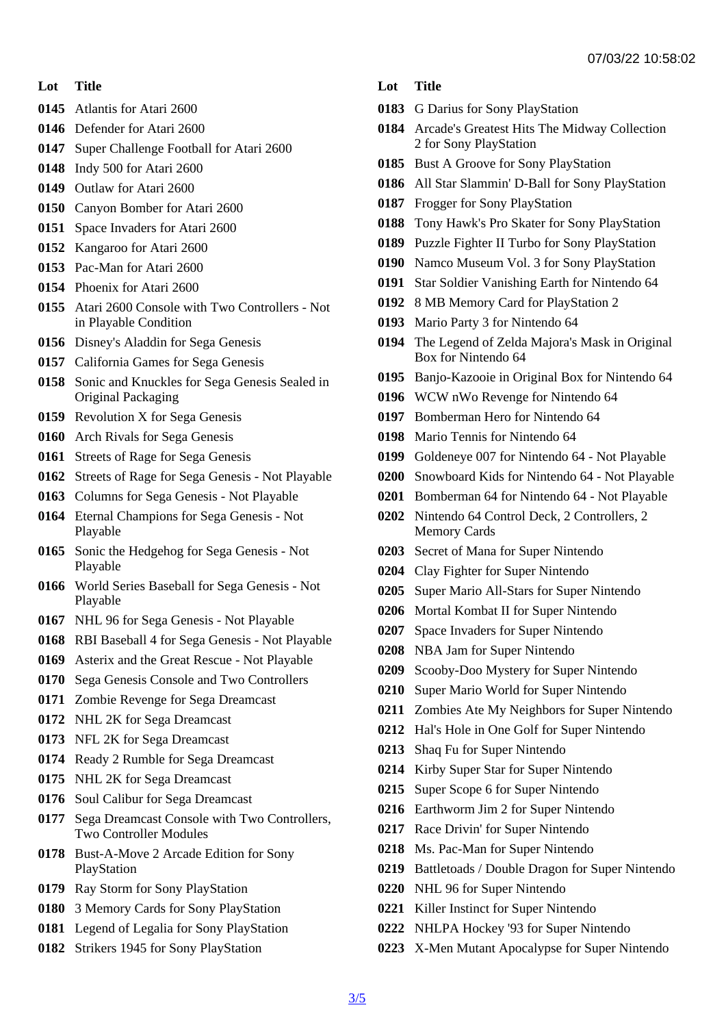| Lot | Title |
| --- | --- |
| 0145 | Atlantis for Atari 2600 |
| 0146 | Defender for Atari 2600 |
| 0147 | Super Challenge Football for Atari 2600 |
| 0148 | Indy 500 for Atari 2600 |
| 0149 | Outlaw for Atari 2600 |
| 0150 | Canyon Bomber for Atari 2600 |
| 0151 | Space Invaders for Atari 2600 |
| 0152 | Kangaroo for Atari 2600 |
| 0153 | Pac-Man for Atari 2600 |
| 0154 | Phoenix for Atari 2600 |
| 0155 | Atari 2600 Console with Two Controllers - Not in Playable Condition |
| 0156 | Disney's Aladdin for Sega Genesis |
| 0157 | California Games for Sega Genesis |
| 0158 | Sonic and Knuckles for Sega Genesis Sealed in Original Packaging |
| 0159 | Revolution X for Sega Genesis |
| 0160 | Arch Rivals for Sega Genesis |
| 0161 | Streets of Rage for Sega Genesis |
| 0162 | Streets of Rage for Sega Genesis - Not Playable |
| 0163 | Columns for Sega Genesis - Not Playable |
| 0164 | Eternal Champions for Sega Genesis - Not Playable |
| 0165 | Sonic the Hedgehog for Sega Genesis - Not Playable |
| 0166 | World Series Baseball for Sega Genesis - Not Playable |
| 0167 | NHL 96 for Sega Genesis - Not Playable |
| 0168 | RBI Baseball 4 for Sega Genesis - Not Playable |
| 0169 | Asterix and the Great Rescue - Not Playable |
| 0170 | Sega Genesis Console and Two Controllers |
| 0171 | Zombie Revenge for Sega Dreamcast |
| 0172 | NHL 2K for Sega Dreamcast |
| 0173 | NFL 2K for Sega Dreamcast |
| 0174 | Ready 2 Rumble for Sega Dreamcast |
| 0175 | NHL 2K for Sega Dreamcast |
| 0176 | Soul Calibur for Sega Dreamcast |
| 0177 | Sega Dreamcast Console with Two Controllers, Two Controller Modules |
| 0178 | Bust-A-Move 2 Arcade Edition for Sony PlayStation |
| 0179 | Ray Storm for Sony PlayStation |
| 0180 | 3 Memory Cards for Sony PlayStation |
| 0181 | Legend of Legalia for Sony PlayStation |
| 0182 | Strikers 1945 for Sony PlayStation |
| 0183 | G Darius for Sony PlayStation |
| 0184 | Arcade's Greatest Hits The Midway Collection 2 for Sony PlayStation |
| 0185 | Bust A Groove for Sony PlayStation |
| 0186 | All Star Slammin' D-Ball for Sony PlayStation |
| 0187 | Frogger for Sony PlayStation |
| 0188 | Tony Hawk's Pro Skater for Sony PlayStation |
| 0189 | Puzzle Fighter II Turbo for Sony PlayStation |
| 0190 | Namco Museum Vol. 3 for Sony PlayStation |
| 0191 | Star Soldier Vanishing Earth for Nintendo 64 |
| 0192 | 8 MB Memory Card for PlayStation 2 |
| 0193 | Mario Party 3 for Nintendo 64 |
| 0194 | The Legend of Zelda Majora's Mask in Original Box for Nintendo 64 |
| 0195 | Banjo-Kazooie in Original Box for Nintendo 64 |
| 0196 | WCW nWo Revenge for Nintendo 64 |
| 0197 | Bomberman Hero for Nintendo 64 |
| 0198 | Mario Tennis for Nintendo 64 |
| 0199 | Goldeneye 007 for Nintendo 64 - Not Playable |
| 0200 | Snowboard Kids for Nintendo 64 - Not Playable |
| 0201 | Bomberman 64 for Nintendo 64 - Not Playable |
| 0202 | Nintendo 64 Control Deck, 2 Controllers, 2 Memory Cards |
| 0203 | Secret of Mana for Super Nintendo |
| 0204 | Clay Fighter for Super Nintendo |
| 0205 | Super Mario All-Stars for Super Nintendo |
| 0206 | Mortal Kombat II for Super Nintendo |
| 0207 | Space Invaders for Super Nintendo |
| 0208 | NBA Jam for Super Nintendo |
| 0209 | Scooby-Doo Mystery for Super Nintendo |
| 0210 | Super Mario World for Super Nintendo |
| 0211 | Zombies Ate My Neighbors for Super Nintendo |
| 0212 | Hal's Hole in One Golf for Super Nintendo |
| 0213 | Shaq Fu for Super Nintendo |
| 0214 | Kirby Super Star for Super Nintendo |
| 0215 | Super Scope 6 for Super Nintendo |
| 0216 | Earthworm Jim 2 for Super Nintendo |
| 0217 | Race Drivin' for Super Nintendo |
| 0218 | Ms. Pac-Man for Super Nintendo |
| 0219 | Battletoads / Double Dragon for Super Nintendo |
| 0220 | NHL 96 for Super Nintendo |
| 0221 | Killer Instinct for Super Nintendo |
| 0222 | NHLPA Hockey '93 for Super Nintendo |
| 0223 | X-Men Mutant Apocalypse for Super Nintendo |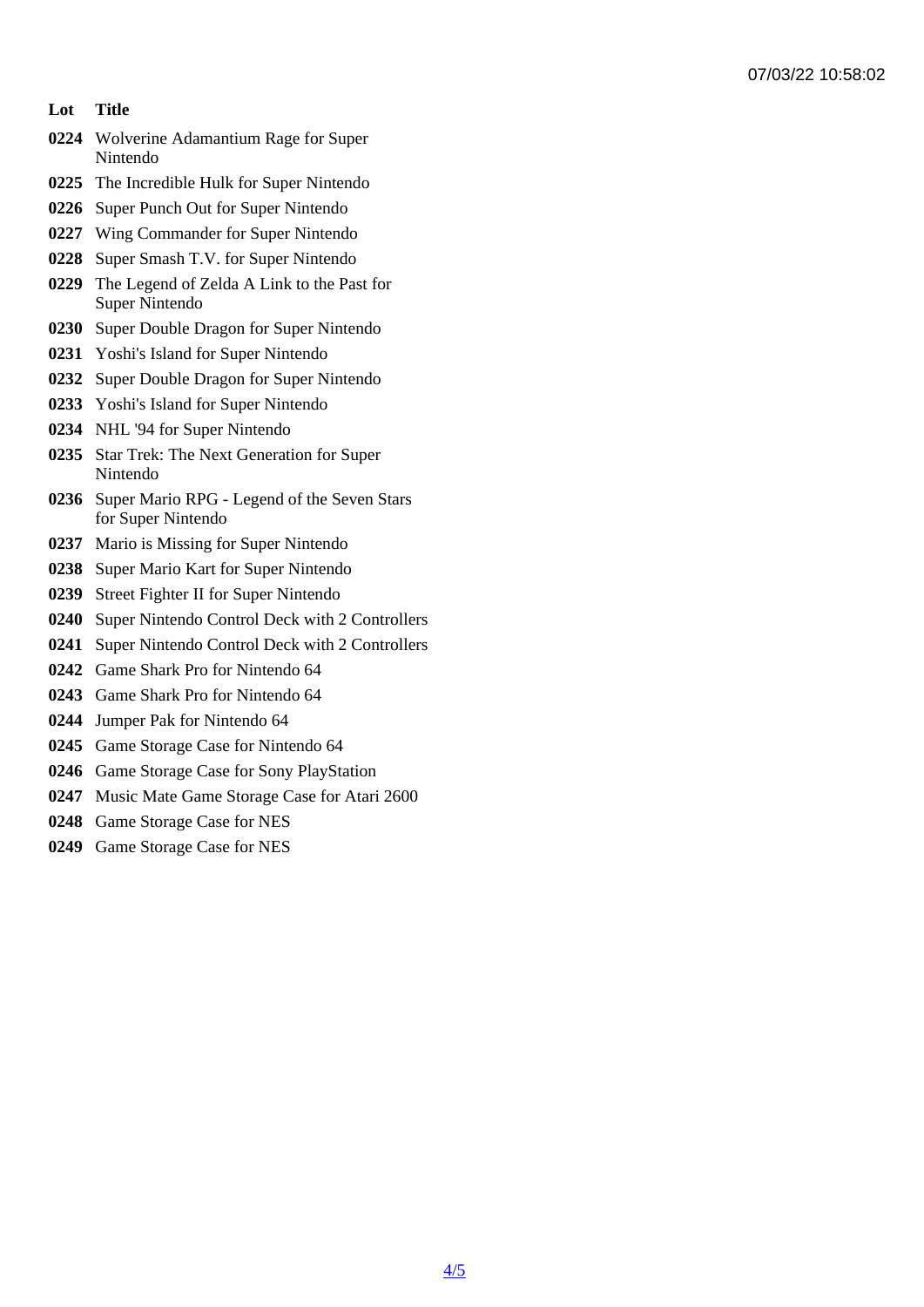| Lot | Title |
| --- | --- |
| 0224 | Wolverine Adamantium Rage for Super Nintendo |
| 0225 | The Incredible Hulk for Super Nintendo |
| 0226 | Super Punch Out for Super Nintendo |
| 0227 | Wing Commander for Super Nintendo |
| 0228 | Super Smash T.V. for Super Nintendo |
| 0229 | The Legend of Zelda A Link to the Past for Super Nintendo |
| 0230 | Super Double Dragon for Super Nintendo |
| 0231 | Yoshi's Island for Super Nintendo |
| 0232 | Super Double Dragon for Super Nintendo |
| 0233 | Yoshi's Island for Super Nintendo |
| 0234 | NHL '94 for Super Nintendo |
| 0235 | Star Trek: The Next Generation for Super Nintendo |
| 0236 | Super Mario RPG - Legend of the Seven Stars for Super Nintendo |
| 0237 | Mario is Missing for Super Nintendo |
| 0238 | Super Mario Kart for Super Nintendo |
| 0239 | Street Fighter II for Super Nintendo |
| 0240 | Super Nintendo Control Deck with 2 Controllers |
| 0241 | Super Nintendo Control Deck with 2 Controllers |
| 0242 | Game Shark Pro for Nintendo 64 |
| 0243 | Game Shark Pro for Nintendo 64 |
| 0244 | Jumper Pak for Nintendo 64 |
| 0245 | Game Storage Case for Nintendo 64 |
| 0246 | Game Storage Case for Sony PlayStation |
| 0247 | Music Mate Game Storage Case for Atari 2600 |
| 0248 | Game Storage Case for NES |
| 0249 | Game Storage Case for NES |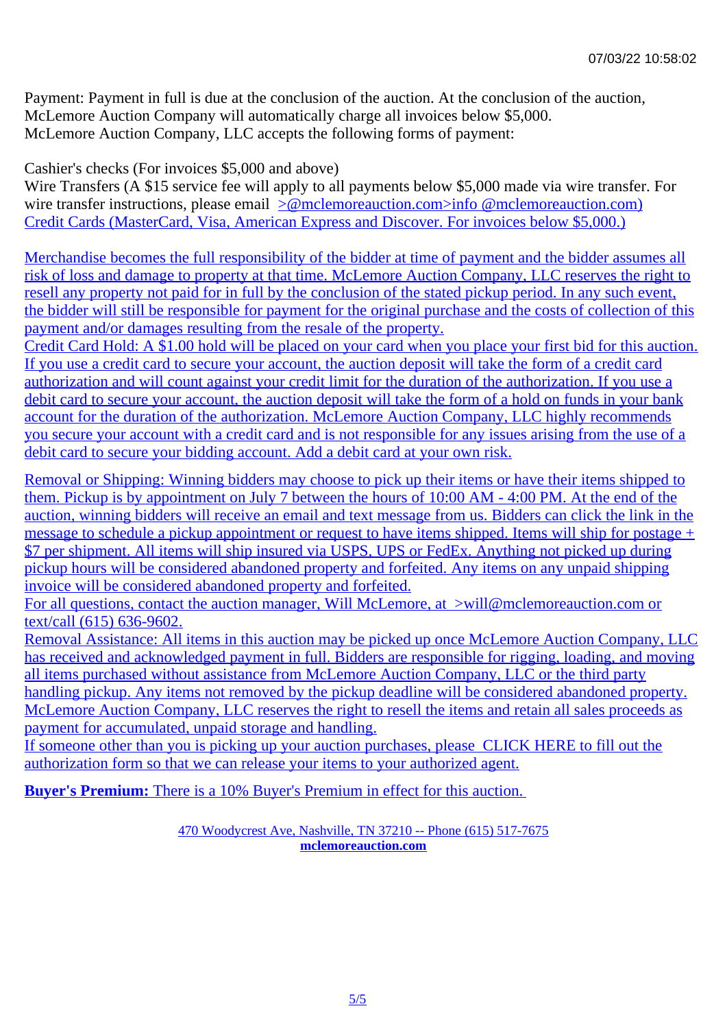Payment: Payment in full is due at the conclusion of the auction. At the conclusion of the auction, McLemore Auction Company will automatically charge all invoices below $5,000.
McLemore Auction Company, LLC accepts the following forms of payment:

Cashier's checks (For invoices $5,000 and above)
Wire Transfers (A $15 service fee will apply to all payments below $5,000 made via wire transfer. For wire transfer instructions, please email >@mclemoreauction.com>info @mclemoreauction.com)
Credit Cards (MasterCard, Visa, American Express and Discover. For invoices below $5,000.)

Merchandise becomes the full responsibility of the bidder at time of payment and the bidder assumes all risk of loss and damage to property at that time. McLemore Auction Company, LLC reserves the right to resell any property not paid for in full by the conclusion of the stated pickup period. In any such event, the bidder will still be responsible for payment for the original purchase and the costs of collection of this payment and/or damages resulting from the resale of the property.
Credit Card Hold: A $1.00 hold will be placed on your card when you place your first bid for this auction. If you use a credit card to secure your account, the auction deposit will take the form of a credit card authorization and will count against your credit limit for the duration of the authorization. If you use a debit card to secure your account, the auction deposit will take the form of a hold on funds in your bank account for the duration of the authorization. McLemore Auction Company, LLC highly recommends you secure your account with a credit card and is not responsible for any issues arising from the use of a debit card to secure your bidding account. Add a debit card at your own risk.

Removal or Shipping: Winning bidders may choose to pick up their items or have their items shipped to them. Pickup is by appointment on July 7 between the hours of 10:00 AM - 4:00 PM. At the end of the auction, winning bidders will receive an email and text message from us. Bidders can click the link in the message to schedule a pickup appointment or request to have items shipped. Items will ship for postage + $7 per shipment. All items will ship insured via USPS, UPS or FedEx. Anything not picked up during pickup hours will be considered abandoned property and forfeited. Any items on any unpaid shipping invoice will be considered abandoned property and forfeited.
For all questions, contact the auction manager, Will McLemore, at >will@mclemoreauction.com or text/call (615) 636-9602.
Removal Assistance: All items in this auction may be picked up once McLemore Auction Company, LLC has received and acknowledged payment in full. Bidders are responsible for rigging, loading, and moving all items purchased without assistance from McLemore Auction Company, LLC or the third party handling pickup. Any items not removed by the pickup deadline will be considered abandoned property. McLemore Auction Company, LLC reserves the right to resell the items and retain all sales proceeds as payment for accumulated, unpaid storage and handling.
If someone other than you is picking up your auction purchases, please CLICK HERE to fill out the authorization form so that we can release your items to your authorized agent.

**Buyer's Premium:** There is a 10% Buyer's Premium in effect for this auction.

470 Woodycrest Ave, Nashville, TN 37210 -- Phone (615) 517-7675
**mclemoreauction.com**